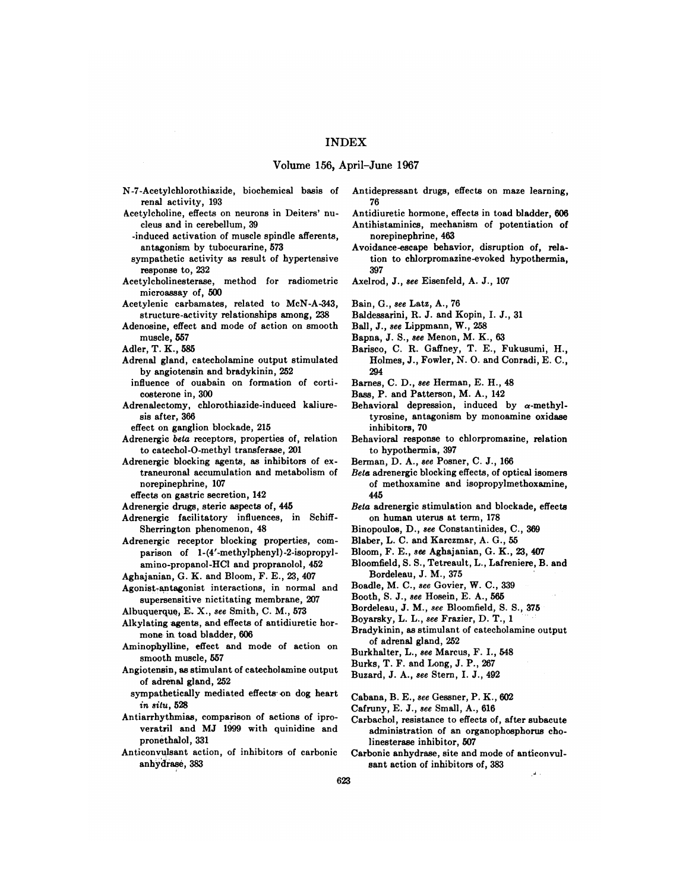# INDEX

## Volume 156, April–June 1967

N-7-Acetylchlorothiazide, biochemical basis of renal activity, 193

Acetylcholine, effects on neurons in Deiters' nucleus and in cerebellum, 39
  -induced activation of muscle spindle afferents, antagonism by tubocurarine, 573
  sympathetic activity as result of hypertensive response to, 232

Acetylcholinesterase, method for radiometric microassay of, 500

Acetylenic carbamates, related to McN-A-343, structure-activity relationships among, 238

Adenosine, effect and mode of action on smooth muscle, 557

Adler, T. K., 585

Adrenal gland, catecholamine output stimulated by angiotensin and bradykinin, 252
  influence of ouabain on formation of corticosterone in, 300

Adrenalectomy, chlorothiazide-induced kaliuresis after, 366
  effect on ganglion blockade, 215

Adrenergic *beta* receptors, properties of, relation to catechol-O-methyl transferase, 201

Adrenergic blocking agents, as inhibitors of extraneuronal accumulation and metabolism of norepinephrine, 107
  effects on gastric secretion, 142

Adrenergic drugs, steric aspects of, 445

Adrenergic facilitatory influences, in Schiff-Sherrington phenomenon, 48

Adrenergic receptor blocking properties, comparison of 1-(4'-methylphenyl)-2-isopropylamino-propanol-HCl and propranolol, 452

Aghajanian, G. K. and Bloom, F. E., 23, 407

Agonist-antagonist interactions, in normal and supersensitive nictitating membrane, 207

Albuquerque, E. X., *see* Smith, C. M., 573

Alkylating agents, and effects of antidiuretic hormone in toad bladder, 606

Aminophylline, effect and mode of action on smooth muscle, 557

Angiotensin, as stimulant of catecholamine output of adrenal gland, 252
  sympathetically mediated effects on dog heart *in situ*, 528

Antiarrhythmias, comparison of actions of iproveratril and MJ 1999 with quinidine and pronethalol, 331

Anticonvulsant action, of inhibitors of carbonic anhydrase, 383

Antidepressant drugs, effects on maze learning, 76

Antidiuretic hormone, effects in toad bladder, 606

Antihistaminics, mechanism of potentiation of norepinephrine, 463

Avoidance-escape behavior, disruption of, relation to chlorpromazine-evoked hypothermia, 397

Axelrod, J., *see* Eisenfeld, A. J., 107

Bain, G., *see* Latz, A., 76

Baldessarini, R. J. and Kopin, I. J., 31

Ball, J., *see* Lippmann, W., 258

Bapna, J. S., *see* Menon, M. K., 63

Barisco, C. R. Gaffney, T. E., Fukusumi, H., Holmes, J., Fowler, N. O. and Conradi, E. C., 294

Barnes, C. D., *see* Herman, E. H., 48

Bass, P. and Patterson, M. A., 142

Behavioral depression, induced by $\alpha$-methyltyrosine, antagonism by monoamine oxidase inhibitors, 70

Behavioral response to chlorpromazine, relation to hypothermia, 397

Berman, D. A., *see* Posner, C. J., 166

*Beta* adrenergic blocking effects, of optical isomers of methoxamine and isopropylmethoxamine, 445

*Beta* adrenergic stimulation and blockade, effects on human uterus at term, 178

Binopoulos, D., *see* Constantinides, C., 369

Blaber, L. C. and Karczmar, A. G., 55

Bloom, F. E., *see* Aghajanian, G. K., 23, 407

Bloomfield, S. S., Tetreault, L., Lafreniere, B. and Bordeleau, J. M., 375

Boadle, M. C., *see* Govier, W. C., 339

Booth, S. J., *see* Hosein, E. A., 565

Bordeleau, J. M., *see* Bloomfield, S. S., 375

Boyarsky, L. L., *see* Frazier, D. T., 1

Bradykinin, as stimulant of catecholamine output of adrenal gland, 252

Burkhalter, L., *see* Marcus, F. I., 548

Burks, T. F. and Long, J. P., 267

Buzard, J. A., *see* Stern, I. J., 492

Cabana, B. E., *see* Gessner, P. K., 602

Cafruny, E. J., *see* Small, A., 616

Carbachol, resistance to effects of, after subacute administration of an organophosphorus cholinesterase inhibitor, 507

Carbonic anhydrase, site and mode of anticonvulsant action of inhibitors of, 383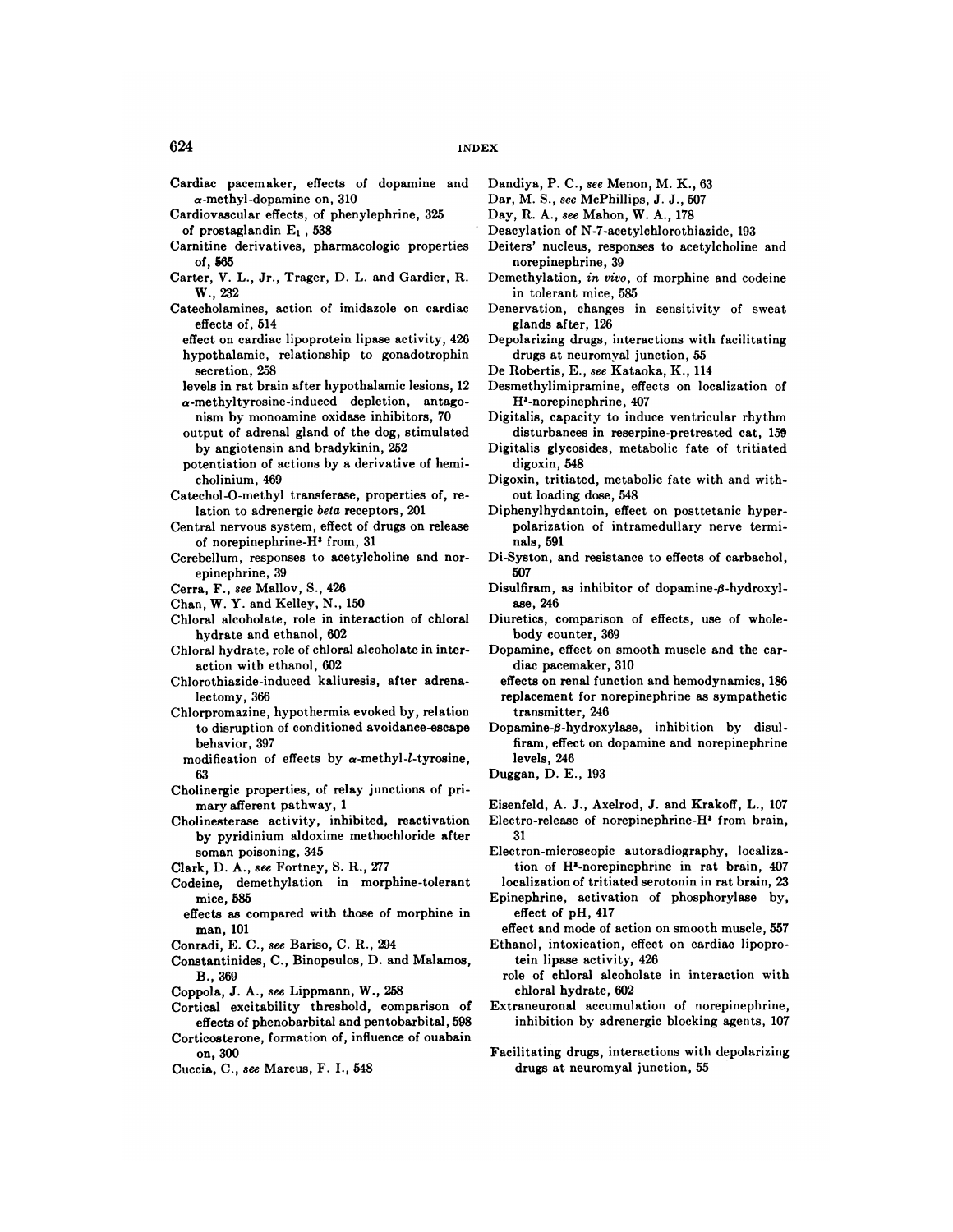Cardiac pacemaker, effects of dopamine and $\alpha$-methyl-dopamine on, 310

Cardiovascular effects, of phenylephrine, 325
  of prostaglandin $E_1$, 538

Carnitine derivatives, pharmacologic properties of, 565

Carter, V. L., Jr., Trager, D. L. and Gardier, R. W., 232

Catecholamines, action of imidazole on cardiac effects of, 514
  effect on cardiac lipoprotein lipase activity, 426
  hypothalamic, relationship to gonadotrophin secretion, 258
  levels in rat brain after hypothalamic lesions, 12
  $\alpha$-methyltyrosine-induced depletion, antagonism by monoamine oxidase inhibitors, 70
  output of adrenal gland of the dog, stimulated by angiotensin and bradykinin, 252
  potentiation of actions by a derivative of hemicholinium, 469

Catechol-O-methyl transferase, properties of, relation to adrenergic *beta* receptors, 201

Central nervous system, effect of drugs on release of norepinephrine-$H^3$ from, 31

Cerebellum, responses to acetylcholine and norepinephrine, 39

Cerra, F., *see* Mallov, S., 426

Chan, W. Y. and Kelley, N., 150

Chloral alcoholate, role in interaction of chloral hydrate and ethanol, 602

Chloral hydrate, role of chloral alcoholate in interaction with ethanol, 602

Chlorothiazide-induced kaliuresis, after adrenalectomy, 366

Chlorpromazine, hypothermia evoked by, relation to disruption of conditioned avoidance-escape behavior, 397
  modification of effects by $\alpha$-methyl-*l*-tyrosine, 63

Cholinergic properties, of relay junctions of primary afferent pathway, 1

Cholinesterase activity, inhibited, reactivation by pyridinium aldoxime methochloride after soman poisoning, 345

Clark, D. A., *see* Fortney, S. R., 277

Codeine, demethylation in morphine-tolerant mice, 585
  effects as compared with those of morphine in man, 101

Conradi, E. C., *see* Bariso, C. R., 294

Constantinides, C., Binopoulos, D. and Malamos, B., 369

Coppola, J. A., *see* Lippmann, W., 258

Cortical excitability threshold, comparison of effects of phenobarbital and pentobarbital, 598

Corticosterone, formation of, influence of ouabain on, 300

Cuccia, C., *see* Marcus, F. I., 548

Dandiya, P. C., *see* Menon, M. K., 63

Dar, M. S., *see* McPhillips, J. J., 507

Day, R. A., *see* Mahon, W. A., 178

Deacylation of N-7-acetylchlorothiazide, 193

Deiters' nucleus, responses to acetylcholine and norepinephrine, 39

Demethylation, *in vivo*, of morphine and codeine in tolerant mice, 585

Denervation, changes in sensitivity of sweat glands after, 126

Depolarizing drugs, interactions with facilitating drugs at neuromyal junction, 55

De Robertis, E., *see* Kataoka, K., 114

Desmethylimipramine, effects on localization of $H^3$-norepinephrine, 407

Digitalis, capacity to induce ventricular rhythm disturbances in reserpine-pretreated cat, 159

Digitalis glycosides, metabolic fate of tritiated digoxin, 548

Digoxin, tritiated, metabolic fate with and without loading dose, 548

Diphenylhydantoin, effect on posttetanic hyperpolarization of intramedullary nerve terminals, 591

Di-Syston, and resistance to effects of carbachol, 507

Disulfiram, as inhibitor of dopamine-$\beta$-hydroxylase, 246

Diuretics, comparison of effects, use of whole-body counter, 369

Dopamine, effect on smooth muscle and the cardiac pacemaker, 310
  effects on renal function and hemodynamics, 186
  replacement for norepinephrine as sympathetic transmitter, 246

Dopamine-$\beta$-hydroxylase, inhibition by disulfiram, effect on dopamine and norepinephrine levels, 246

Duggan, D. E., 193

Eisenfeld, A. J., Axelrod, J. and Krakoff, L., 107

Electro-release of norepinephrine-$H^3$ from brain, 31

Electron-microscopic autoradiography, localization of $H^3$-norepinephrine in rat brain, 407
  localization of tritiated serotonin in rat brain, 23

Epinephrine, activation of phosphorylase by, effect of pH, 417
  effect and mode of action on smooth muscle, 557

Ethanol, intoxication, effect on cardiac lipoprotein lipase activity, 426
  role of chloral alcoholate in interaction with chloral hydrate, 602

Extraneuronal accumulation of norepinephrine, inhibition by adrenergic blocking agents, 107

Facilitating drugs, interactions with depolarizing drugs at neuromyal junction, 55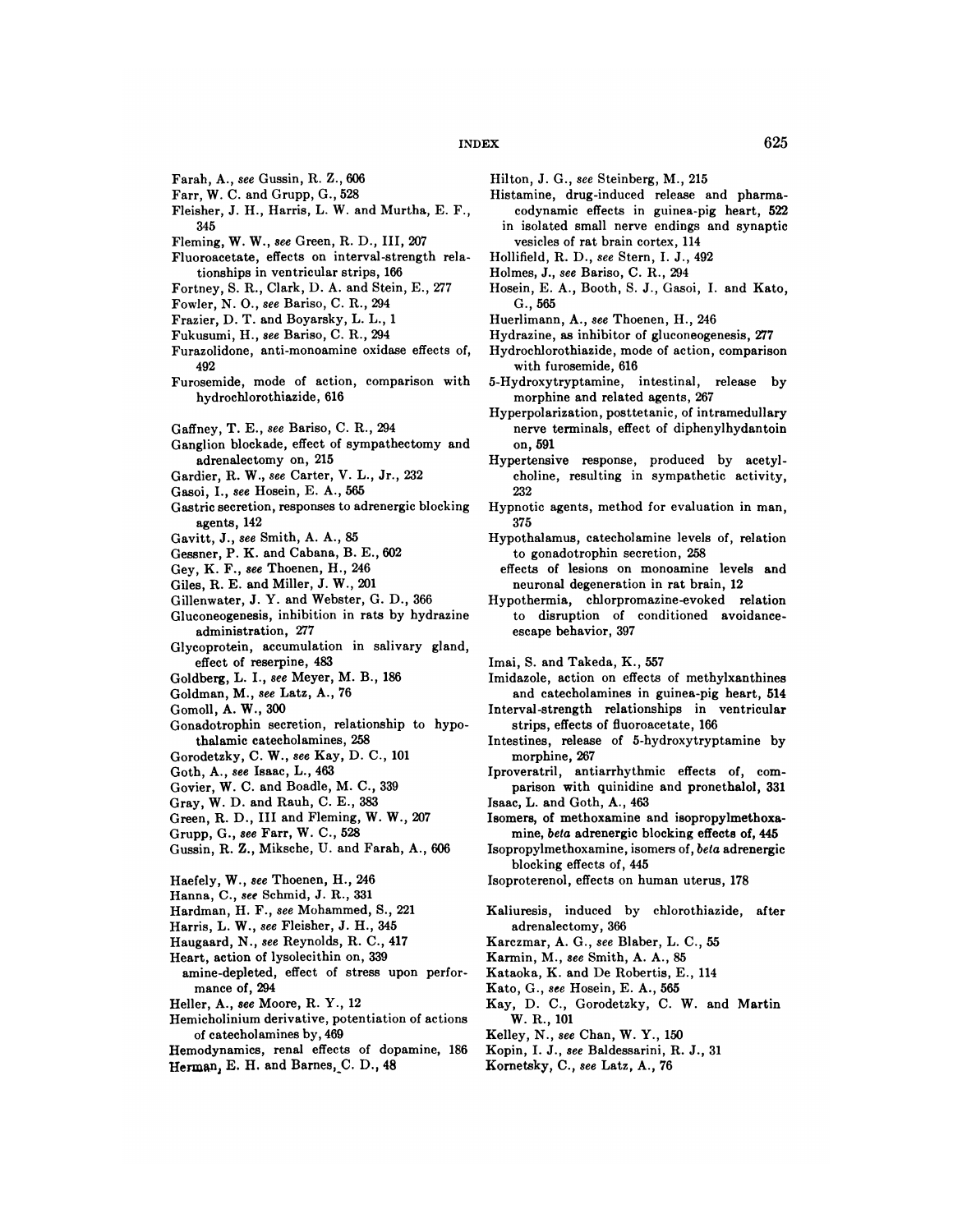Farah, A., *see* Gussin, R. Z., 606
Farr, W. C. and Grupp, G., 528
Fleisher, J. H., Harris, L. W. and Murtha, E. F., 345
Fleming, W. W., *see* Green, R. D., III, 207
Fluoroacetate, effects on interval-strength relationships in ventricular strips, 166
Fortney, S. R., Clark, D. A. and Stein, E., 277
Fowler, N. O., *see* Bariso, C. R., 294
Frazier, D. T. and Boyarsky, L. L., 1
Fukusumi, H., *see* Bariso, C. R., 294
Furazolidone, anti-monoamine oxidase effects of, 492
Furosemide, mode of action, comparison with hydrochlorothiazide, 616

Gaffney, T. E., *see* Bariso, C. R., 294
Ganglion blockade, effect of sympathectomy and adrenalectomy on, 215
Gardier, R. W., *see* Carter, V. L., Jr., 232
Gasoi, I., *see* Hosein, E. A., 565
Gastric secretion, responses to adrenergic blocking agents, 142
Gavitt, J., *see* Smith, A. A., 85
Gessner, P. K. and Cabana, B. E., 602
Gey, K. F., *see* Thoenen, H., 246
Giles, R. E. and Miller, J. W., 201
Gillenwater, J. Y. and Webster, G. D., 366
Gluconeogenesis, inhibition in rats by hydrazine administration, 277
Glycoprotein, accumulation in salivary gland, effect of reserpine, 483
Goldberg, L. I., *see* Meyer, M. B., 186
Goldman, M., *see* Latz, A., 76
Gomoll, A. W., 300
Gonadotrophin secretion, relationship to hypothalamic catecholamines, 258
Gorodetzky, C. W., *see* Kay, D. C., 101
Goth, A., *see* Isaac, L., 463
Govier, W. C. and Boadle, M. C., 339
Gray, W. D. and Rauh, C. E., 383
Green, R. D., III and Fleming, W. W., 207
Grupp, G., *see* Farr, W. C., 528
Gussin, R. Z., Miksche, U. and Farah, A., 606

Haefely, W., *see* Thoenen, H., 246
Hanna, C., *see* Schmid, J. R., 331
Hardman, H. F., *see* Mohammed, S., 221
Harris, L. W., *see* Fleisher, J. H., 345
Haugaard, N., *see* Reynolds, R. C., 417
Heart, action of lysolecithin on, 339
  amine-depleted, effect of stress upon performance of, 294
Heller, A., *see* Moore, R. Y., 12
Hemicholinium derivative, potentiation of actions of catecholamines by, 469
Hemodynamics, renal effects of dopamine, 186
Herman, E. H. and Barnes, C. D., 48
Hilton, J. G., *see* Steinberg, M., 215
Histamine, drug-induced release and pharmacodynamic effects in guinea-pig heart, 522
  in isolated small nerve endings and synaptic vesicles of rat brain cortex, 114
Hollifield, R. D., *see* Stern, I. J., 492
Holmes, J., *see* Bariso, C. R., 294
Hosein, E. A., Booth, S. J., Gasoi, I. and Kato, G., 565
Huerlimann, A., *see* Thoenen, H., 246
Hydrazine, as inhibitor of gluconeogenesis, 277
Hydrochlorothiazide, mode of action, comparison with furosemide, 616
5-Hydroxytryptamine, intestinal, release by morphine and related agents, 267
Hyperpolarization, posttetanic, of intramedullary nerve terminals, effect of diphenylhydantoin on, 591
Hypertensive response, produced by acetylcholine, resulting in sympathetic activity, 232
Hypnotic agents, method for evaluation in man, 375
Hypothalamus, catecholamine levels of, relation to gonadotrophin secretion, 258
  effects of lesions on monoamine levels and neuronal degeneration in rat brain, 12
Hypothermia, chlorpromazine-evoked relation to disruption of conditioned avoidance-escape behavior, 397

Imai, S. and Takeda, K., 557
Imidazole, action on effects of methylxanthines and catecholamines in guinea-pig heart, 514
Interval-strength relationships in ventricular strips, effects of fluoroacetate, 166
Intestines, release of 5-hydroxytryptamine by morphine, 267
Iproveratril, antiarrhythmic effects of, comparison with quinidine and pronethalol, 331
Isaac, L. and Goth, A., 463
Isomers, of methoxamine and isopropylmethoxamine, *beta* adrenergic blocking effects of, 445
Isopropylmethoxamine, isomers of, *beta* adrenergic blocking effects of, 445
Isoproterenol, effects on human uterus, 178

Kaliuresis, induced by chlorothiazide, after adrenalectomy, 366
Karczmar, A. G., *see* Blaber, L. C., 55
Karmin, M., *see* Smith, A. A., 85
Kataoka, K. and De Robertis, E., 114
Kato, G., *see* Hosein, E. A., 565
Kay, D. C., Gorodetzky, C. W. and Martin W. R., 101
Kelley, N., *see* Chan, W. Y., 150
Kopin, I. J., *see* Baldessarini, R. J., 31
Kornetsky, C., *see* Latz, A., 76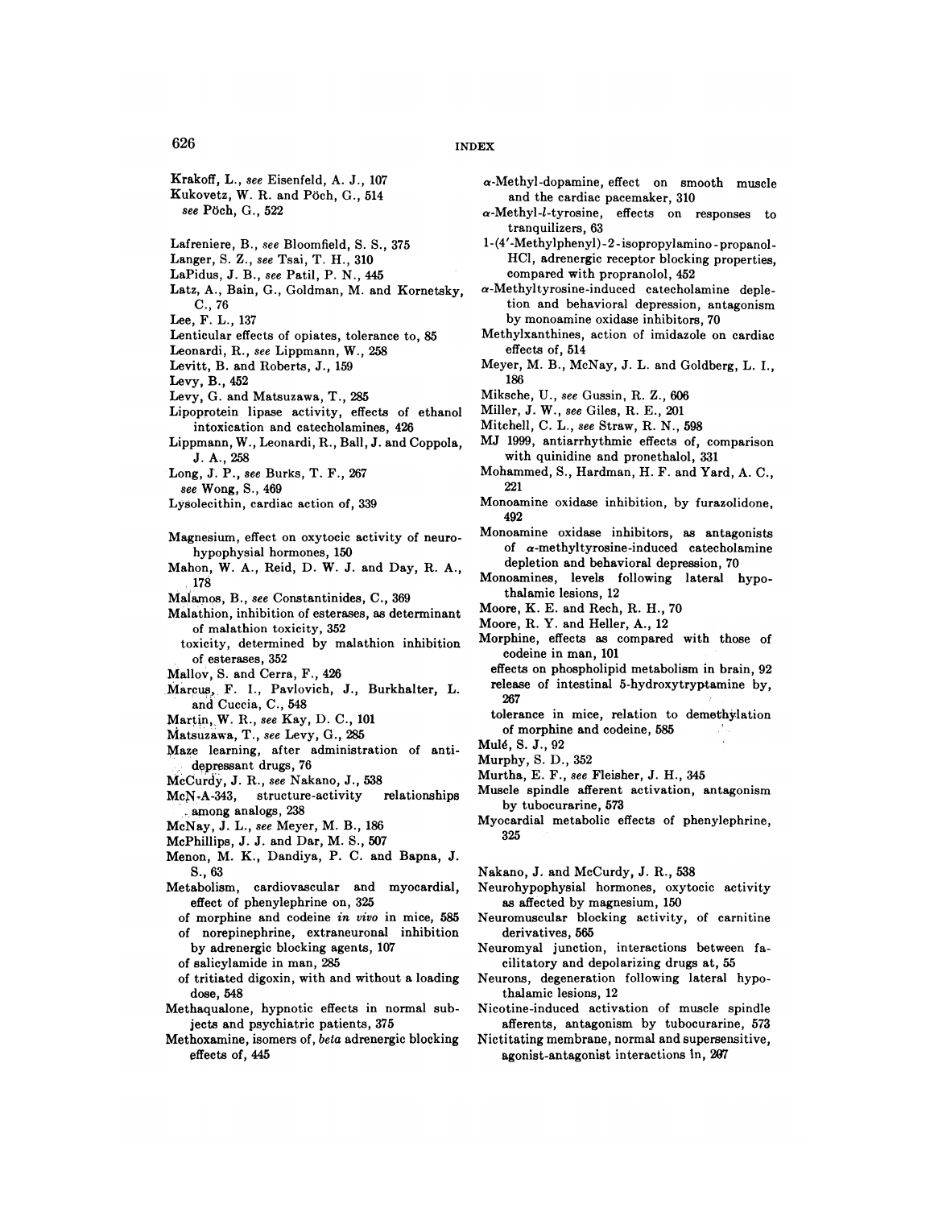# INDEX

Krakoff, L., *see* Eisenfeld, A. J., 107
Kukovetz, W. R. and Pöch, G., 514
  *see* Pöch, G., 522

Lafreniere, B., *see* Bloomfield, S. S., 375
Langer, S. Z., *see* Tsai, T. H., 310
LaPidus, J. B., *see* Patil, P. N., 445
Latz, A., Bain, G., Goldman, M. and Kornetsky, C., 76
Lee, F. L., 137
Lenticular effects of opiates, tolerance to, 85
Leonardi, R., *see* Lippmann, W., 258
Levitt, B. and Roberts, J., 159
Levy, B., 452
Levy, G. and Matsuzawa, T., 285
Lipoprotein lipase activity, effects of ethanol intoxication and catecholamines, 426
Lippmann, W., Leonardi, R., Ball, J. and Coppola, J. A., 258
Long, J. P., *see* Burks, T. F., 267
  *see* Wong, S., 469
Lysolecithin, cardiac action of, 339

Magnesium, effect on oxytocic activity of neurohypophysial hormones, 150
Mahon, W. A., Reid, D. W. J. and Day, R. A., 178
Malamos, B., *see* Constantinides, C., 369
Malathion, inhibition of esterases, as determinant of malathion toxicity, 352
  toxicity, determined by malathion inhibition of esterases, 352
Mallov, S. and Cerra, F., 426
Marcus, F. I., Pavlovich, J., Burkhalter, L. and Cuccia, C., 548
Martin, W. R., *see* Kay, D. C., 101
Matsuzawa, T., *see* Levy, G., 285
Maze learning, after administration of antidepressant drugs, 76
McCurdy, J. R., *see* Nakano, J., 538
McN-A-343, structure-activity relationships among analogs, 238
McNay, J. L., *see* Meyer, M. B., 186
McPhillips, J. J. and Dar, M. S., 507
Menon, M. K., Dandiya, P. C. and Bapna, J. S., 63
Metabolism, cardiovascular and myocardial, effect of phenylephrine on, 325
  of morphine and codeine *in vivo* in mice, 585
  of norepinephrine, extraneuronal inhibition by adrenergic blocking agents, 107
  of salicylamide in man, 285
  of tritiated digoxin, with and without a loading dose, 548
Methaqualone, hypnotic effects in normal subjects and psychiatric patients, 375
Methoxamine, isomers of, *beta* adrenergic blocking effects of, 445

α-Methyl-dopamine, effect on smooth muscle and the cardiac pacemaker, 310
α-Methyl-*l*-tyrosine, effects on responses to tranquilizers, 63
1-(4′-Methylphenyl)-2-isopropylamino-propanol-HCl, adrenergic receptor blocking properties, compared with propranolol, 452
α-Methyltyrosine-induced catecholamine depletion and behavioral depression, antagonism by monoamine oxidase inhibitors, 70
Methylxanthines, action of imidazole on cardiac effects of, 514
Meyer, M. B., McNay, J. L. and Goldberg, L. I., 186
Miksche, U., *see* Gussin, R. Z., 606
Miller, J. W., *see* Giles, R. E., 201
Mitchell, C. L., *see* Straw, R. N., 598
MJ 1999, antiarrhythmic effects of, comparison with quinidine and pronethalol, 331
Mohammed, S., Hardman, H. F. and Yard, A. C., 221
Monoamine oxidase inhibition, by furazolidone, 492
Monoamine oxidase inhibitors, as antagonists of α-methyltyrosine-induced catecholamine depletion and behavioral depression, 70
Monoamines, levels following lateral hypothalamic lesions, 12
Moore, K. E. and Rech, R. H., 70
Moore, R. Y. and Heller, A., 12
Morphine, effects as compared with those of codeine in man, 101
  effects on phospholipid metabolism in brain, 92
  release of intestinal 5-hydroxytryptamine by, 267
  tolerance in mice, relation to demethylation of morphine and codeine, 585
Mulé, S. J., 92
Murphy, S. D., 352
Murtha, E. F., *see* Fleisher, J. H., 345
Muscle spindle afferent activation, antagonism by tubocurarine, 573
Myocardial metabolic effects of phenylephrine, 325

Nakano, J. and McCurdy, J. R., 538
Neurohypophysial hormones, oxytocic activity as affected by magnesium, 150
Neuromuscular blocking activity, of carnitine derivatives, 565
Neuromyal junction, interactions between facilitatory and depolarizing drugs at, 55
Neurons, degeneration following lateral hypothalamic lesions, 12
Nicotine-induced activation of muscle spindle afferents, antagonism by tubocurarine, 573
Nictitating membrane, normal and supersensitive, agonist-antagonist interactions in, 267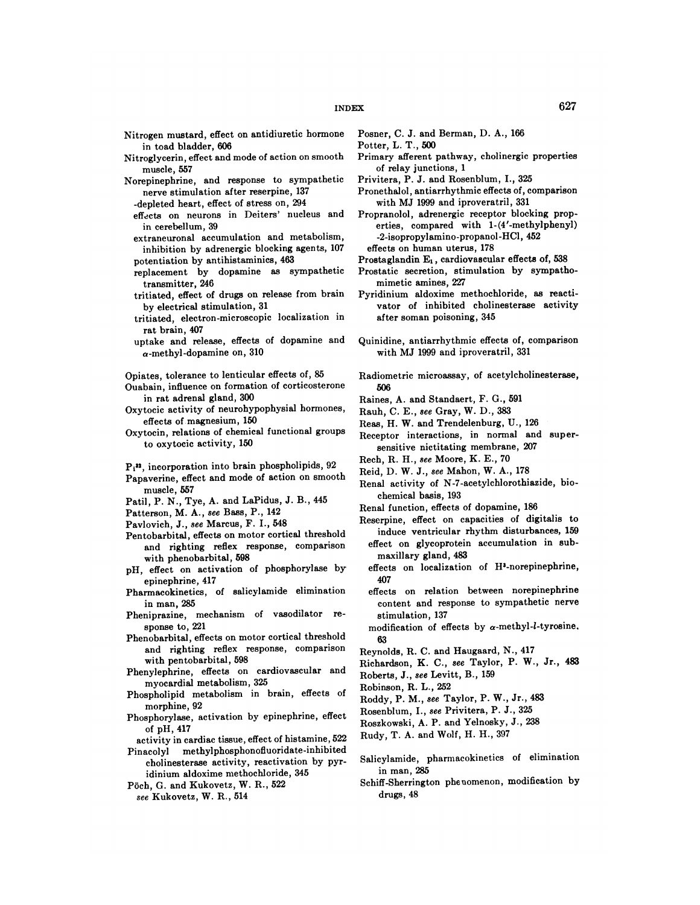Nitrogen mustard, effect on antidiuretic hormone in toad bladder, 606

Nitroglycerin, effect and mode of action on smooth muscle, 557

Norepinephrine, and response to sympathetic nerve stimulation after reserpine, 137
 -depleted heart, effect of stress on, 294
 effects on neurons in Deiters' nucleus and in cerebellum, 39
 extraneuronal accumulation and metabolism, inhibition by adrenergic blocking agents, 107
 potentiation by antihistaminics, 463
 replacement by dopamine as sympathetic transmitter, 246
 tritiated, effect of drugs on release from brain by electrical stimulation, 31
 tritiated, electron-microscopic localization in rat brain, 407
 uptake and release, effects of dopamine and α-methyl-dopamine on, 310

Opiates, tolerance to lenticular effects of, 85

Ouabain, influence on formation of corticosterone in rat adrenal gland, 300

Oxytocic activity of neurohypophysial hormones, effects of magnesium, 150

Oxytocin, relations of chemical functional groups to oxytocic activity, 150

$P^{32}$, incorporation into brain phospholipids, 92

Papaverine, effect and mode of action on smooth muscle, 557

Patil, P. N., Tye, A. and LaPidus, J. B., 445

Patterson, M. A., *see* Bass, P., 142

Pavlovich, J., *see* Marcus, F. I., 548

Pentobarbital, effects on motor cortical threshold and righting reflex response, comparison with phenobarbital, 598

pH, effect on activation of phosphorylase by epinephrine, 417

Pharmacokinetics, of salicylamide elimination in man, 285

Pheniprazine, mechanism of vasodilator response to, 221

Phenobarbital, effects on motor cortical threshold and righting reflex response, comparison with pentobarbital, 598

Phenylephrine, effects on cardiovascular and myocardial metabolism, 325

Phospholipid metabolism in brain, effects of morphine, 92

Phosphorylase, activation by epinephrine, effect of pH, 417
 activity in cardiac tissue, effect of histamine, 522

Pinacolyl methylphosphonofluoridate-inhibited cholinesterase activity, reactivation by pyridinium aldoxime methochloride, 345

Pöch, G. and Kukovetz, W. R., 522
 *see* Kukovetz, W. R., 514

Posner, C. J. and Berman, D. A., 166

Potter, L. T., 500

Primary afferent pathway, cholinergic properties of relay junctions, 1

Privitera, P. J. and Rosenblum, I., 325

Pronethalol, antiarrhythmic effects of, comparison with MJ 1999 and iproveratril, 331

Propranolol, adrenergic receptor blocking properties, compared with 1-(4′-methylphenyl)-2-isopropylamino-propanol-HCl, 452
 effects on human uterus, 178

Prostaglandin $E_1$, cardiovascular effects of, 538

Prostatic secretion, stimulation by sympathomimetic amines, 227

Pyridinium aldoxime methochloride, as reactivator of inhibited cholinesterase activity after soman poisoning, 345

Quinidine, antiarrhythmic effects of, comparison with MJ 1999 and iproveratril, 331

Radiometric microassay, of acetylcholinesterase, 506

Raines, A. and Standaert, F. G., 591

Rauh, C. E., *see* Gray, W. D., 383

Reas, H. W. and Trendelenburg, U., 126

Receptor interactions, in normal and supersensitive nictitating membrane, 207

Rech, R. H., *see* Moore, K. E., 70

Reid, D. W. J., *see* Mahon, W. A., 178

Renal activity of N-7-acetylchlorothiazide, biochemical basis, 193

Renal function, effects of dopamine, 186

Reserpine, effect on capacities of digitalis to induce ventricular rhythm disturbances, 159
 effect on glycoprotein accumulation in submaxillary gland, 483
 effects on localization of $H^3$-norepinephrine, 407
 effects on relation between norepinephrine content and response to sympathetic nerve stimulation, 137
 modification of effects by α-methyl-*l*-tyrosine, 63

Reynolds, R. C. and Haugaard, N., 417

Richardson, K. C., *see* Taylor, P. W., Jr., 483

Roberts, J., *see* Levitt, B., 159

Robinson, R. L., 252

Roddy, P. M., *see* Taylor, P. W., Jr., 483

Rosenblum, I., *see* Privitera, P. J., 325

Roszkowski, A. P. and Yelnosky, J., 238

Rudy, T. A. and Wolf, H. H., 397

Salicylamide, pharmacokinetics of elimination in man, 285

Schiff-Sherrington phenomenon, modification by drugs, 48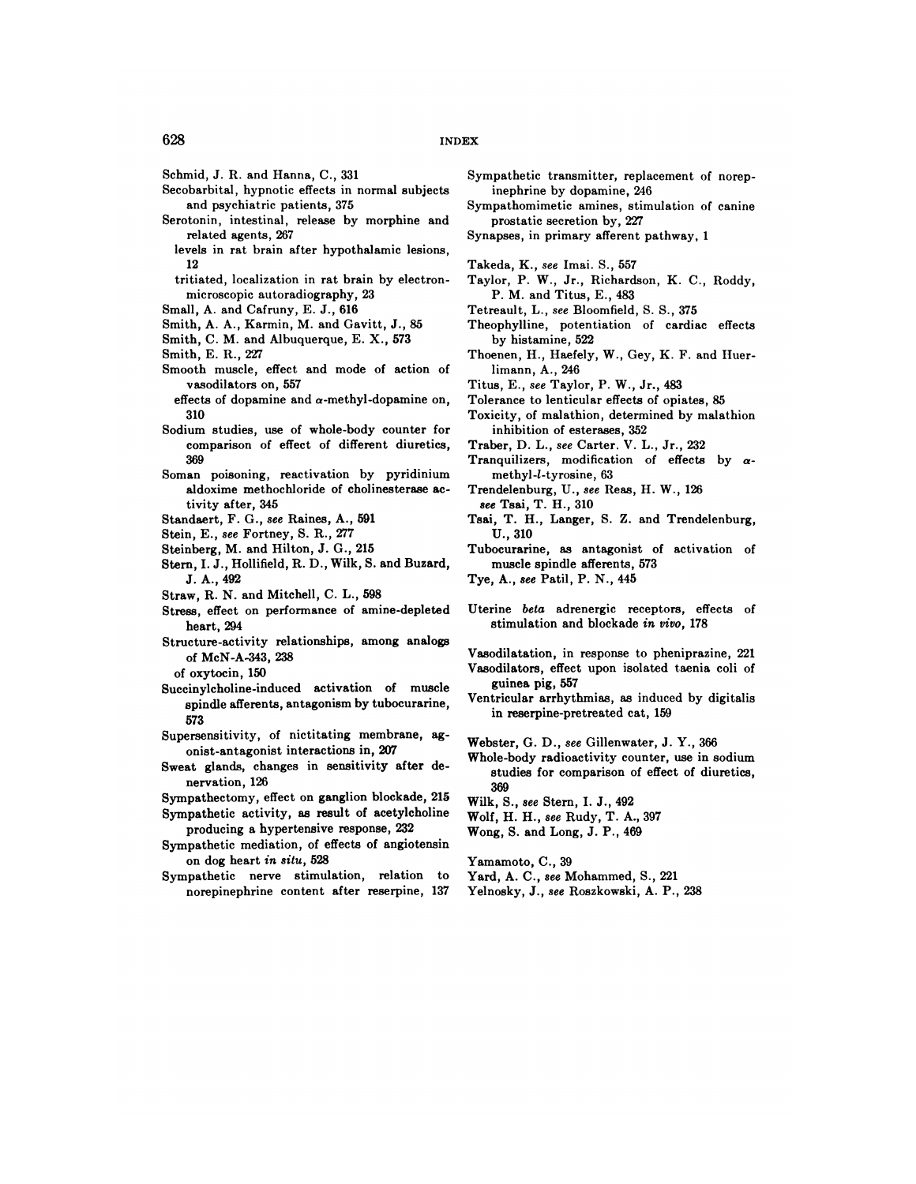Schmid, J. R. and Hanna, C., 331

Secobarbital, hypnotic effects in normal subjects and psychiatric patients, 375

Serotonin, intestinal, release by morphine and related agents, 267

levels in rat brain after hypothalamic lesions, 12

tritiated, localization in rat brain by electron-microscopic autoradiography, 23

Small, A. and Cafruny, E. J., 616

Smith, A. A., Karmin, M. and Gavitt, J., 85

Smith, C. M. and Albuquerque, E. X., 573

Smith, E. R., 227

Smooth muscle, effect and mode of action of vasodilators on, 557

effects of dopamine and α-methyl-dopamine on, 310

Sodium studies, use of whole-body counter for comparison of effect of different diuretics, 369

Soman poisoning, reactivation by pyridinium aldoxime methochloride of cholinesterase activity after, 345

Standaert, F. G., *see* Raines, A., 591

Stein, E., *see* Fortney, S. R., 277

Steinberg, M. and Hilton, J. G., 215

Stern, I. J., Hollifield, R. D., Wilk, S. and Buzard, J. A., 492

Straw, R. N. and Mitchell, C. L., 598

Stress, effect on performance of amine-depleted heart, 294

Structure-activity relationships, among analogs of McN-A-343, 238

of oxytocin, 150

Succinylcholine-induced activation of muscle spindle afferents, antagonism by tubocurarine, 573

Supersensitivity, of nictitating membrane, agonist-antagonist interactions in, 207

Sweat glands, changes in sensitivity after denervation, 126

Sympathectomy, effect on ganglion blockade, 215

Sympathetic activity, as result of acetylcholine producing a hypertensive response, 232

Sympathetic mediation, of effects of angiotensin on dog heart *in situ*, 528

Sympathetic nerve stimulation, relation to norepinephrine content after reserpine, 137

Sympathetic transmitter, replacement of norepinephrine by dopamine, 246

Sympathomimetic amines, stimulation of canine prostatic secretion by, 227

Synapses, in primary afferent pathway, 1

Takeda, K., *see* Imai. S., 557

Taylor, P. W., Jr., Richardson, K. C., Roddy, P. M. and Titus, E., 483

Tetreault, L., *see* Bloomfield, S. S., 375

Theophylline, potentiation of cardiac effects by histamine, 522

Thoenen, H., Haefely, W., Gey, K. F. and Huerlimann, A., 246

Titus, E., *see* Taylor, P. W., Jr., 483

Tolerance to lenticular effects of opiates, 85

Toxicity, of malathion, determined by malathion inhibition of esterases, 352

Traber, D. L., *see* Carter. V. L., Jr., 232

Tranquilizers, modification of effects by α-methyl-*l*-tyrosine, 63

Trendelenburg, U., *see* Reas, H. W., 126

*see* Tsai, T. H., 310

Tsai, T. H., Langer, S. Z. and Trendelenburg, U., 310

Tubocurarine, as antagonist of activation of muscle spindle afferents, 573

Tye, A., *see* Patil, P. N., 445

Uterine *beta* adrenergic receptors, effects of stimulation and blockade *in vivo*, 178

Vasodilatation, in response to pheniprazine, 221

Vasodilators, effect upon isolated taenia coli of guinea pig, 557

Ventricular arrhythmias, as induced by digitalis in reserpine-pretreated cat, 159

Webster, G. D., *see* Gillenwater, J. Y., 366

Whole-body radioactivity counter, use in sodium studies for comparison of effect of diuretics, 369

Wilk, S., *see* Stern, I. J., 492

Wolf, H. H., *see* Rudy, T. A., 397

Wong, S. and Long, J. P., 469

Yamamoto, C., 39

Yard, A. C., *see* Mohammed, S., 221

Yelnosky, J., *see* Roszkowski, A. P., 238